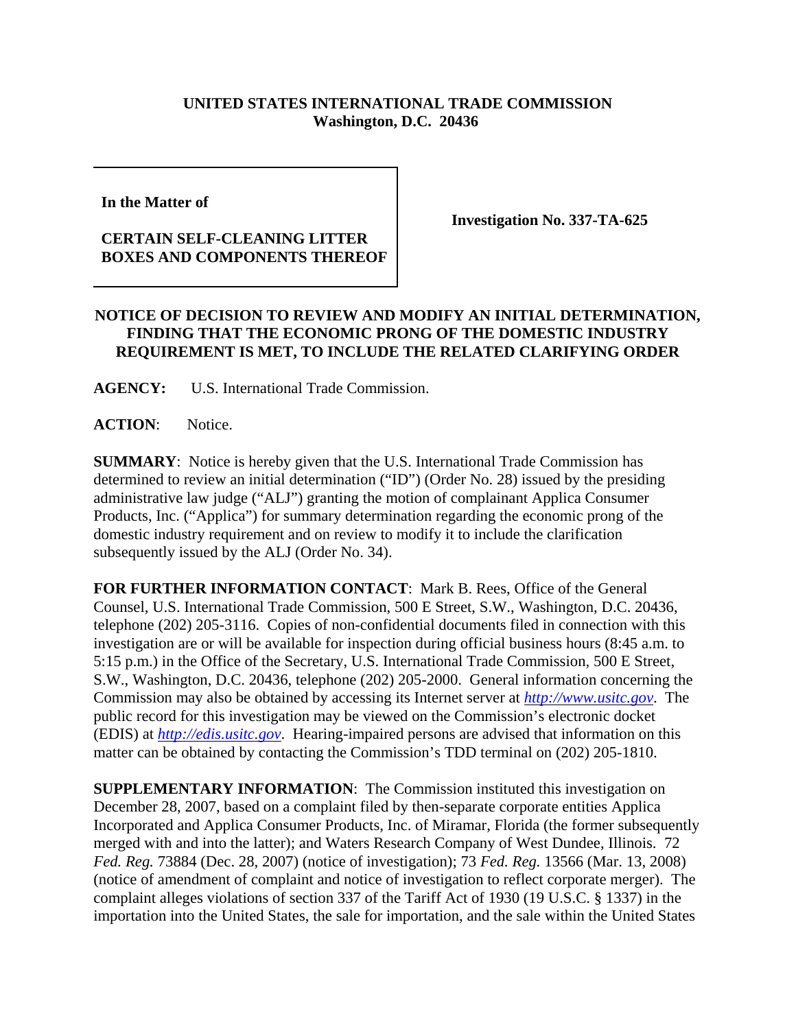**UNITED STATES INTERNATIONAL TRADE COMMISSION**
**Washington, D.C. 20436**

| In the Matter of<br><br>**CERTAIN SELF-CLEANING LITTER BOXES AND COMPONENTS THEREOF** | **Investigation No. 337-TA-625** |
|---|---|

**NOTICE OF DECISION TO REVIEW AND MODIFY AN INITIAL DETERMINATION, FINDING THAT THE ECONOMIC PRONG OF THE DOMESTIC INDUSTRY REQUIREMENT IS MET, TO INCLUDE THE RELATED CLARIFYING ORDER**

**AGENCY:** U.S. International Trade Commission.

**ACTION**: Notice.

**SUMMARY**: Notice is hereby given that the U.S. International Trade Commission has determined to review an initial determination ("ID") (Order No. 28) issued by the presiding administrative law judge ("ALJ") granting the motion of complainant Applica Consumer Products, Inc. ("Applica") for summary determination regarding the economic prong of the domestic industry requirement and on review to modify it to include the clarification subsequently issued by the ALJ (Order No. 34).

**FOR FURTHER INFORMATION CONTACT**: Mark B. Rees, Office of the General Counsel, U.S. International Trade Commission, 500 E Street, S.W., Washington, D.C. 20436, telephone (202) 205-3116. Copies of non-confidential documents filed in connection with this investigation are or will be available for inspection during official business hours (8:45 a.m. to 5:15 p.m.) in the Office of the Secretary, U.S. International Trade Commission, 500 E Street, S.W., Washington, D.C. 20436, telephone (202) 205-2000. General information concerning the Commission may also be obtained by accessing its Internet server at *http://www.usitc.gov*. The public record for this investigation may be viewed on the Commission's electronic docket (EDIS) at *http://edis.usitc.gov*. Hearing-impaired persons are advised that information on this matter can be obtained by contacting the Commission's TDD terminal on (202) 205-1810.

**SUPPLEMENTARY INFORMATION**: The Commission instituted this investigation on December 28, 2007, based on a complaint filed by then-separate corporate entities Applica Incorporated and Applica Consumer Products, Inc. of Miramar, Florida (the former subsequently merged with and into the latter); and Waters Research Company of West Dundee, Illinois. 72 *Fed. Reg.* 73884 (Dec. 28, 2007) (notice of investigation); 73 *Fed. Reg.* 13566 (Mar. 13, 2008) (notice of amendment of complaint and notice of investigation to reflect corporate merger). The complaint alleges violations of section 337 of the Tariff Act of 1930 (19 U.S.C. § 1337) in the importation into the United States, the sale for importation, and the sale within the United States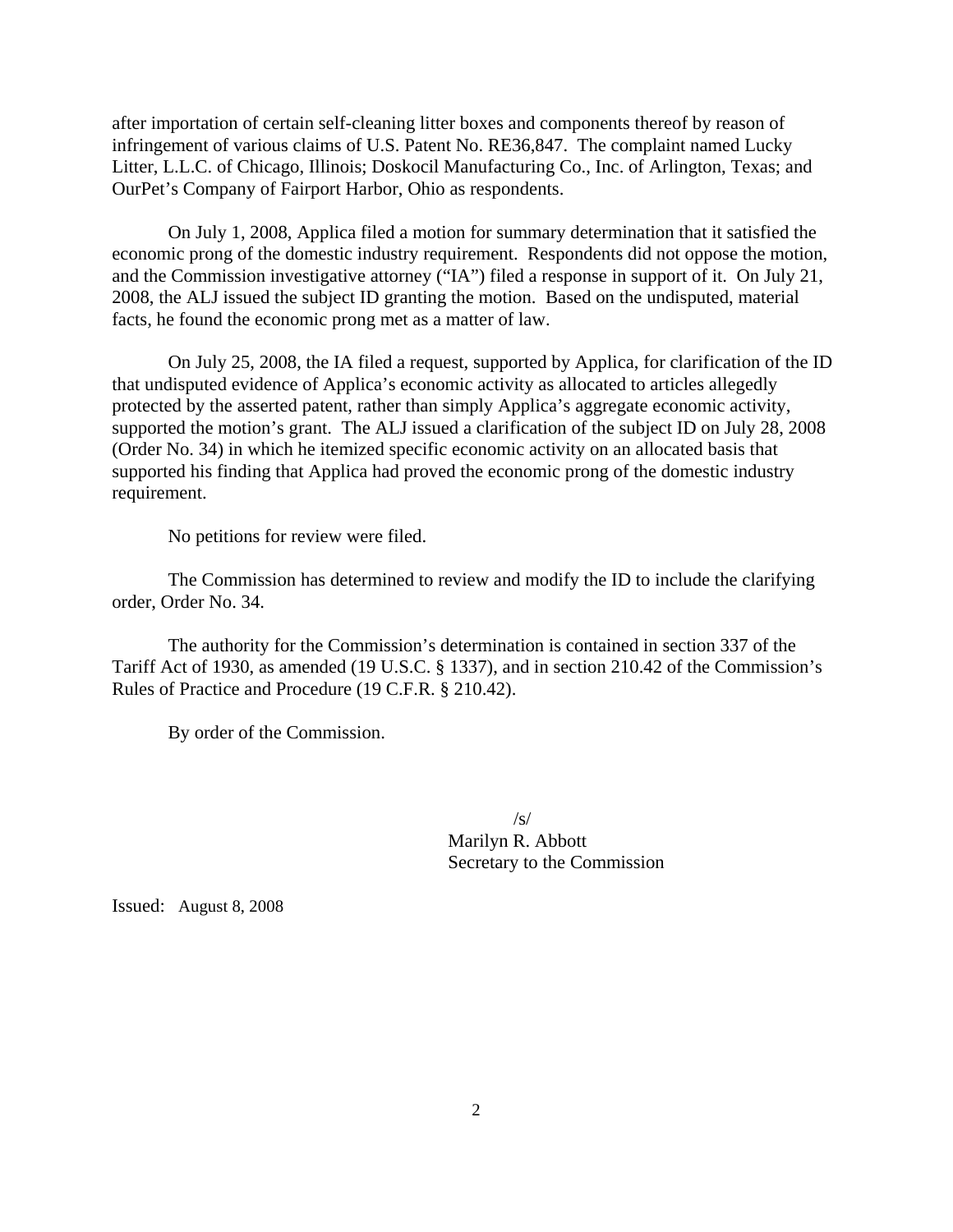after importation of certain self-cleaning litter boxes and components thereof by reason of infringement of various claims of U.S. Patent No. RE36,847. The complaint named Lucky Litter, L.L.C. of Chicago, Illinois; Doskocil Manufacturing Co., Inc. of Arlington, Texas; and OurPet's Company of Fairport Harbor, Ohio as respondents.

On July 1, 2008, Applica filed a motion for summary determination that it satisfied the economic prong of the domestic industry requirement. Respondents did not oppose the motion, and the Commission investigative attorney ("IA") filed a response in support of it. On July 21, 2008, the ALJ issued the subject ID granting the motion. Based on the undisputed, material facts, he found the economic prong met as a matter of law.

On July 25, 2008, the IA filed a request, supported by Applica, for clarification of the ID that undisputed evidence of Applica's economic activity as allocated to articles allegedly protected by the asserted patent, rather than simply Applica's aggregate economic activity, supported the motion's grant. The ALJ issued a clarification of the subject ID on July 28, 2008 (Order No. 34) in which he itemized specific economic activity on an allocated basis that supported his finding that Applica had proved the economic prong of the domestic industry requirement.

No petitions for review were filed.

The Commission has determined to review and modify the ID to include the clarifying order, Order No. 34.

The authority for the Commission's determination is contained in section 337 of the Tariff Act of 1930, as amended (19 U.S.C. § 1337), and in section 210.42 of the Commission's Rules of Practice and Procedure (19 C.F.R. § 210.42).

By order of the Commission.

/s/
Marilyn R. Abbott
Secretary to the Commission

Issued: August 8, 2008